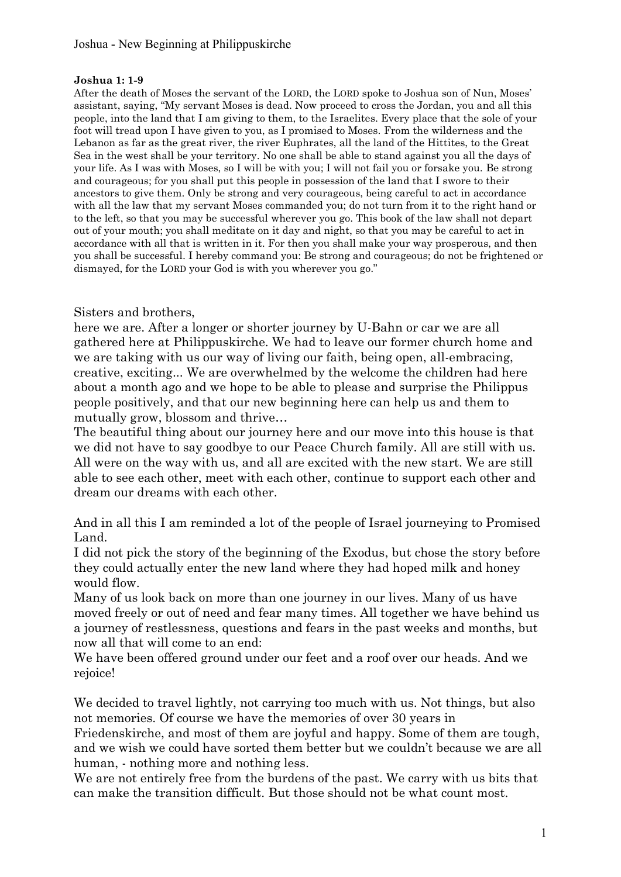# Joshua - New Beginning at Philippuskirche

**Joshua 1: 1-9**

After the death of Moses the servant of the LORD, the LORD spoke to Joshua son of Nun, Moses' assistant, saying, "My servant Moses is dead. Now proceed to cross the Jordan, you and all this people, into the land that I am giving to them, to the Israelites. Every place that the sole of your foot will tread upon I have given to you, as I promised to Moses. From the wilderness and the Lebanon as far as the great river, the river Euphrates, all the land of the Hittites, to the Great Sea in the west shall be your territory. No one shall be able to stand against you all the days of your life. As I was with Moses, so I will be with you; I will not fail you or forsake you. Be strong and courageous; for you shall put this people in possession of the land that I swore to their ancestors to give them. Only be strong and very courageous, being careful to act in accordance with all the law that my servant Moses commanded you; do not turn from it to the right hand or to the left, so that you may be successful wherever you go. This book of the law shall not depart out of your mouth; you shall meditate on it day and night, so that you may be careful to act in accordance with all that is written in it. For then you shall make your way prosperous, and then you shall be successful. I hereby command you: Be strong and courageous; do not be frightened or dismayed, for the LORD your God is with you wherever you go."

Sisters and brothers,
here we are. After a longer or shorter journey by U-Bahn or car we are all gathered here at Philippuskirche. We had to leave our former church home and we are taking with us our way of living our faith, being open, all-embracing, creative, exciting... We are overwhelmed by the welcome the children had here about a month ago and we hope to be able to please and surprise the Philippus people positively, and that our new beginning here can help us and them to mutually grow, blossom and thrive…
The beautiful thing about our journey here and our move into this house is that we did not have to say goodbye to our Peace Church family. All are still with us. All were on the way with us, and all are excited with the new start. We are still able to see each other, meet with each other, continue to support each other and dream our dreams with each other.

And in all this I am reminded a lot of the people of Israel journeying to Promised Land.
I did not pick the story of the beginning of the Exodus, but chose the story before they could actually enter the new land where they had hoped milk and honey would flow.
Many of us look back on more than one journey in our lives. Many of us have moved freely or out of need and fear many times. All together we have behind us a journey of restlessness, questions and fears in the past weeks and months, but now all that will come to an end:
We have been offered ground under our feet and a roof over our heads. And we rejoice!

We decided to travel lightly, not carrying too much with us. Not things, but also not memories. Of course we have the memories of over 30 years in Friedenskirche, and most of them are joyful and happy. Some of them are tough, and we wish we could have sorted them better but we couldn't because we are all human, - nothing more and nothing less.
We are not entirely free from the burdens of the past. We carry with us bits that can make the transition difficult. But those should not be what count most.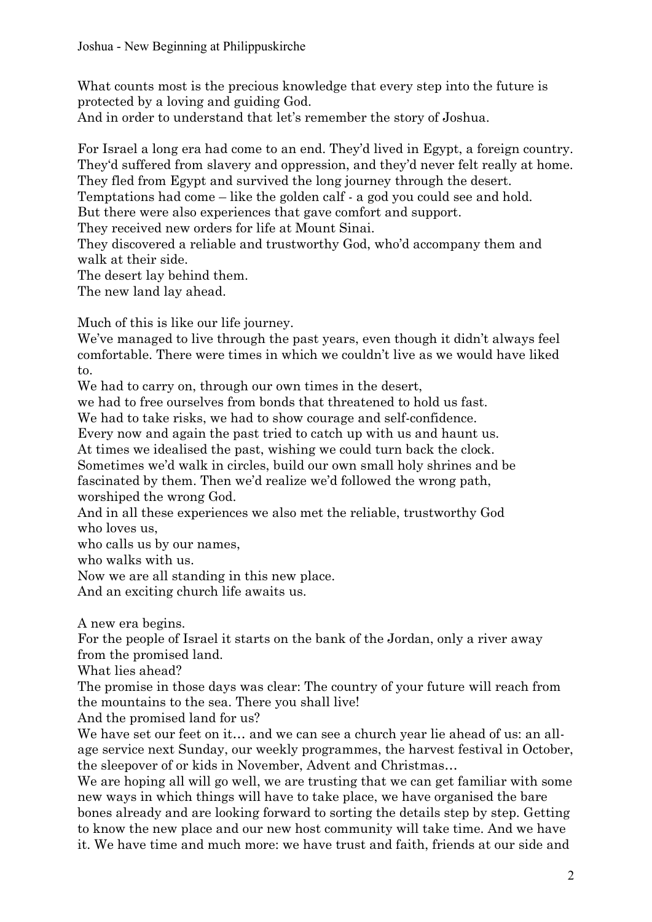What counts most is the precious knowledge that every step into the future is protected by a loving and guiding God.
And in order to understand that let's remember the story of Joshua.

For Israel a long era had come to an end. They'd lived in Egypt, a foreign country. They'd suffered from slavery and oppression, and they'd never felt really at home.
They fled from Egypt and survived the long journey through the desert.
Temptations had come – like the golden calf - a god you could see and hold.
But there were also experiences that gave comfort and support.
They received new orders for life at Mount Sinai.
They discovered a reliable and trustworthy God, who'd accompany them and walk at their side.
The desert lay behind them.
The new land lay ahead.

Much of this is like our life journey.
We've managed to live through the past years, even though it didn't always feel comfortable. There were times in which we couldn't live as we would have liked to.
We had to carry on, through our own times in the desert,
we had to free ourselves from bonds that threatened to hold us fast.
We had to take risks, we had to show courage and self-confidence.
Every now and again the past tried to catch up with us and haunt us.
At times we idealised the past, wishing we could turn back the clock.
Sometimes we'd walk in circles, build our own small holy shrines and be fascinated by them. Then we'd realize we'd followed the wrong path, worshiped the wrong God.
And in all these experiences we also met the reliable, trustworthy God
who loves us,
who calls us by our names,
who walks with us.
Now we are all standing in this new place.
And an exciting church life awaits us.

A new era begins.
For the people of Israel it starts on the bank of the Jordan, only a river away from the promised land.
What lies ahead?
The promise in those days was clear: The country of your future will reach from the mountains to the sea. There you shall live!
And the promised land for us?
We have set our feet on it… and we can see a church year lie ahead of us: an all-age service next Sunday, our weekly programmes, the harvest festival in October, the sleepover of or kids in November, Advent and Christmas…
We are hoping all will go well, we are trusting that we can get familiar with some new ways in which things will have to take place, we have organised the bare bones already and are looking forward to sorting the details step by step. Getting to know the new place and our new host community will take time. And we have it. We have time and much more: we have trust and faith, friends at our side and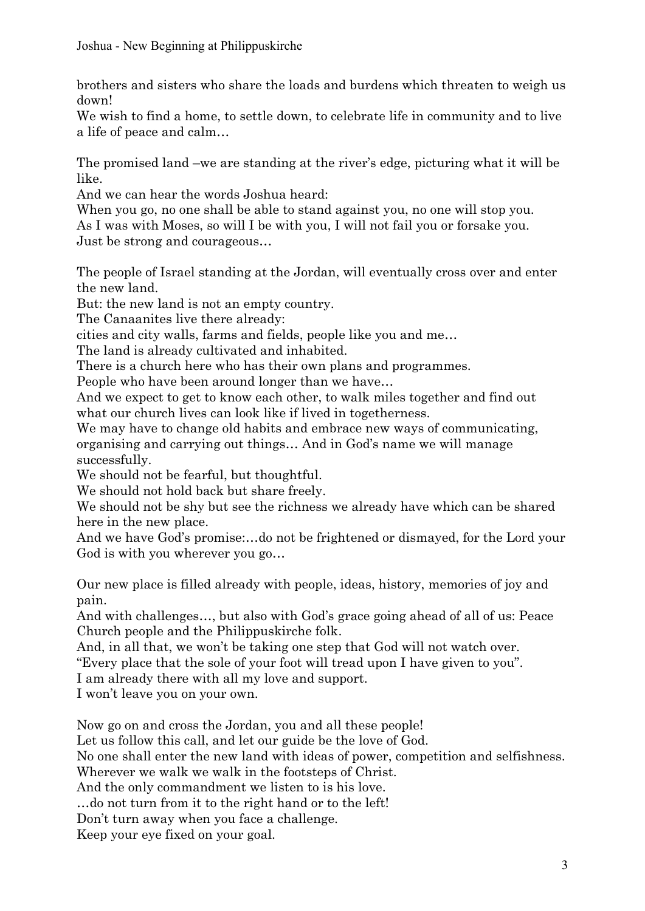brothers and sisters who share the loads and burdens which threaten to weigh us down!
We wish to find a home, to settle down, to celebrate life in community and to live a life of peace and calm…

The promised land –we are standing at the river's edge, picturing what it will be like.
And we can hear the words Joshua heard:
When you go, no one shall be able to stand against you, no one will stop you.
As I was with Moses, so will I be with you, I will not fail you or forsake you.
Just be strong and courageous…

The people of Israel standing at the Jordan, will eventually cross over and enter the new land.
But: the new land is not an empty country.
The Canaanites live there already:
cities and city walls, farms and fields, people like you and me…
The land is already cultivated and inhabited.
There is a church here who has their own plans and programmes.
People who have been around longer than we have…
And we expect to get to know each other, to walk miles together and find out what our church lives can look like if lived in togetherness.
We may have to change old habits and embrace new ways of communicating, organising and carrying out things… And in God's name we will manage successfully.
We should not be fearful, but thoughtful.
We should not hold back but share freely.
We should not be shy but see the richness we already have which can be shared here in the new place.
And we have God's promise:…do not be frightened or dismayed, for the Lord your God is with you wherever you go…

Our new place is filled already with people, ideas, history, memories of joy and pain.
And with challenges…, but also with God's grace going ahead of all of us: Peace Church people and the Philippuskirche folk.
And, in all that, we won't be taking one step that God will not watch over.
"Every place that the sole of your foot will tread upon I have given to you".
I am already there with all my love and support.
I won't leave you on your own.

Now go on and cross the Jordan, you and all these people!
Let us follow this call, and let our guide be the love of God.
No one shall enter the new land with ideas of power, competition and selfishness.
Wherever we walk we walk in the footsteps of Christ.
And the only commandment we listen to is his love.
…do not turn from it to the right hand or to the left!
Don't turn away when you face a challenge.
Keep your eye fixed on your goal.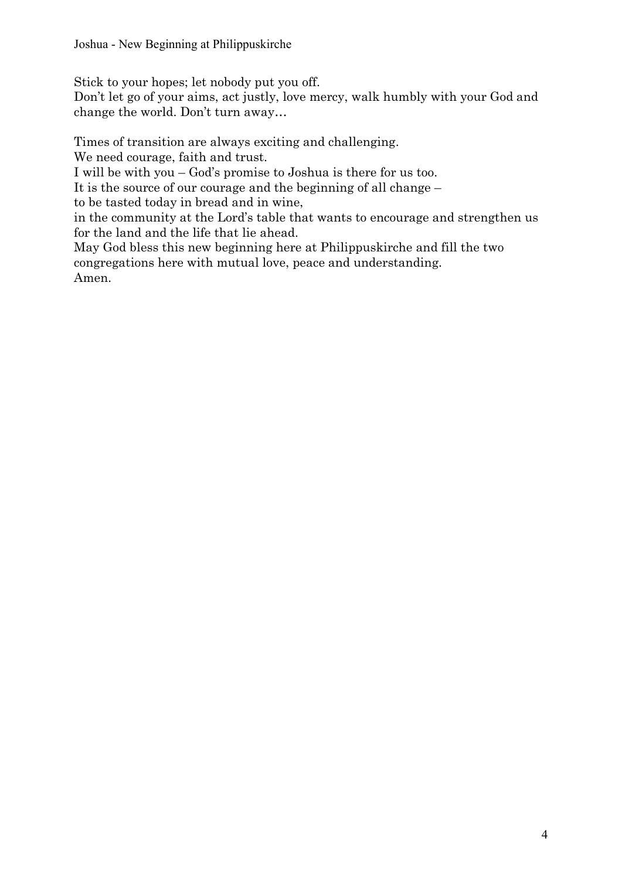Stick to your hopes; let nobody put you off.
Don't let go of your aims, act justly, love mercy, walk humbly with your God and change the world. Don't turn away…

Times of transition are always exciting and challenging.
We need courage, faith and trust.
I will be with you – God's promise to Joshua is there for us too.
It is the source of our courage and the beginning of all change –
to be tasted today in bread and in wine,
in the community at the Lord's table that wants to encourage and strengthen us for the land and the life that lie ahead.
May God bless this new beginning here at Philippuskirche and fill the two congregations here with mutual love, peace and understanding.
Amen.